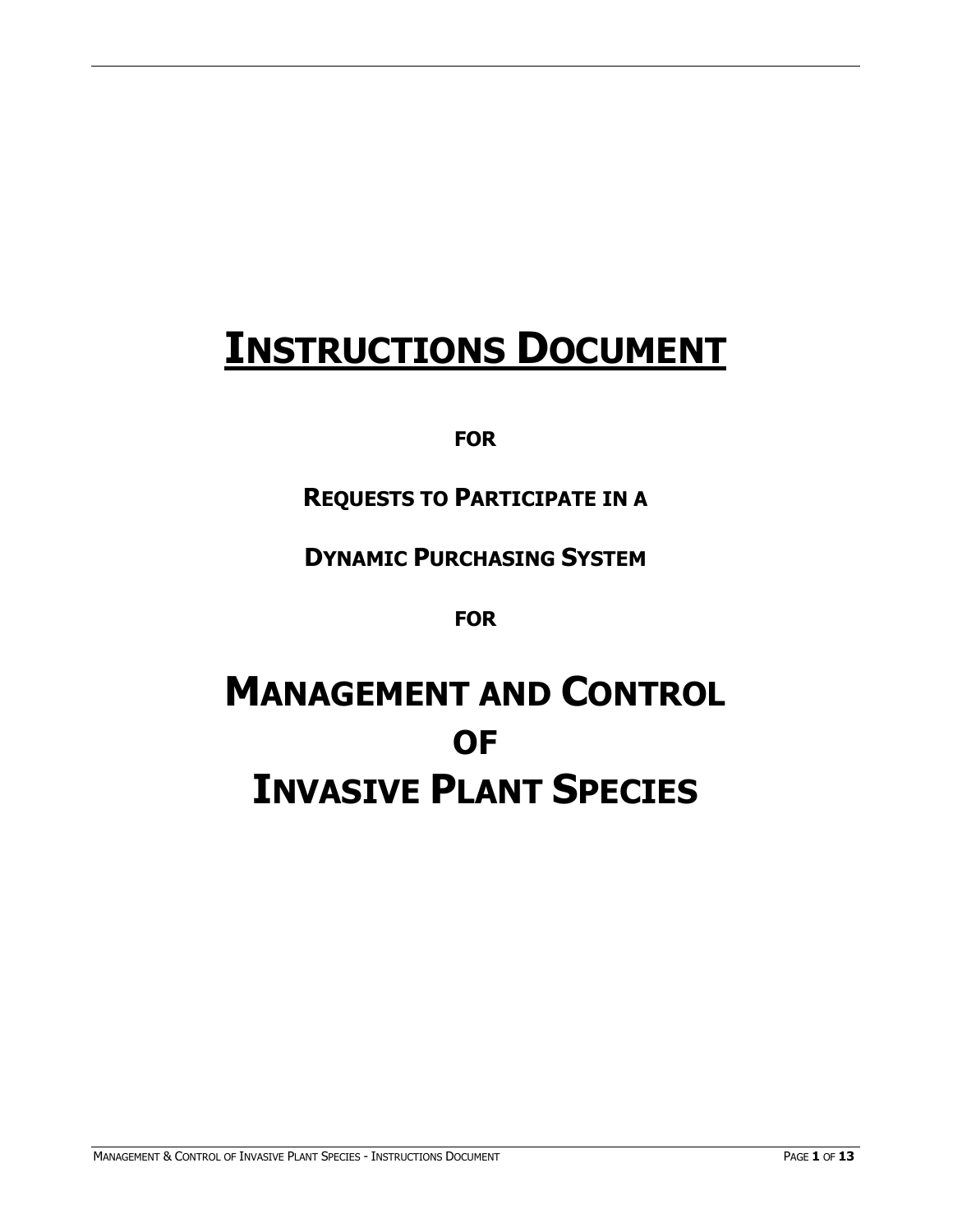# INSTRUCTIONS DOCUMENT

**FOR**

**REQUESTS TO PARTICIPATE IN A**

**DYNAMIC PURCHASING SYSTEM**

**FOR**

# MANAGEMENT AND CONTROL OF INVASIVE PLANT SPECIES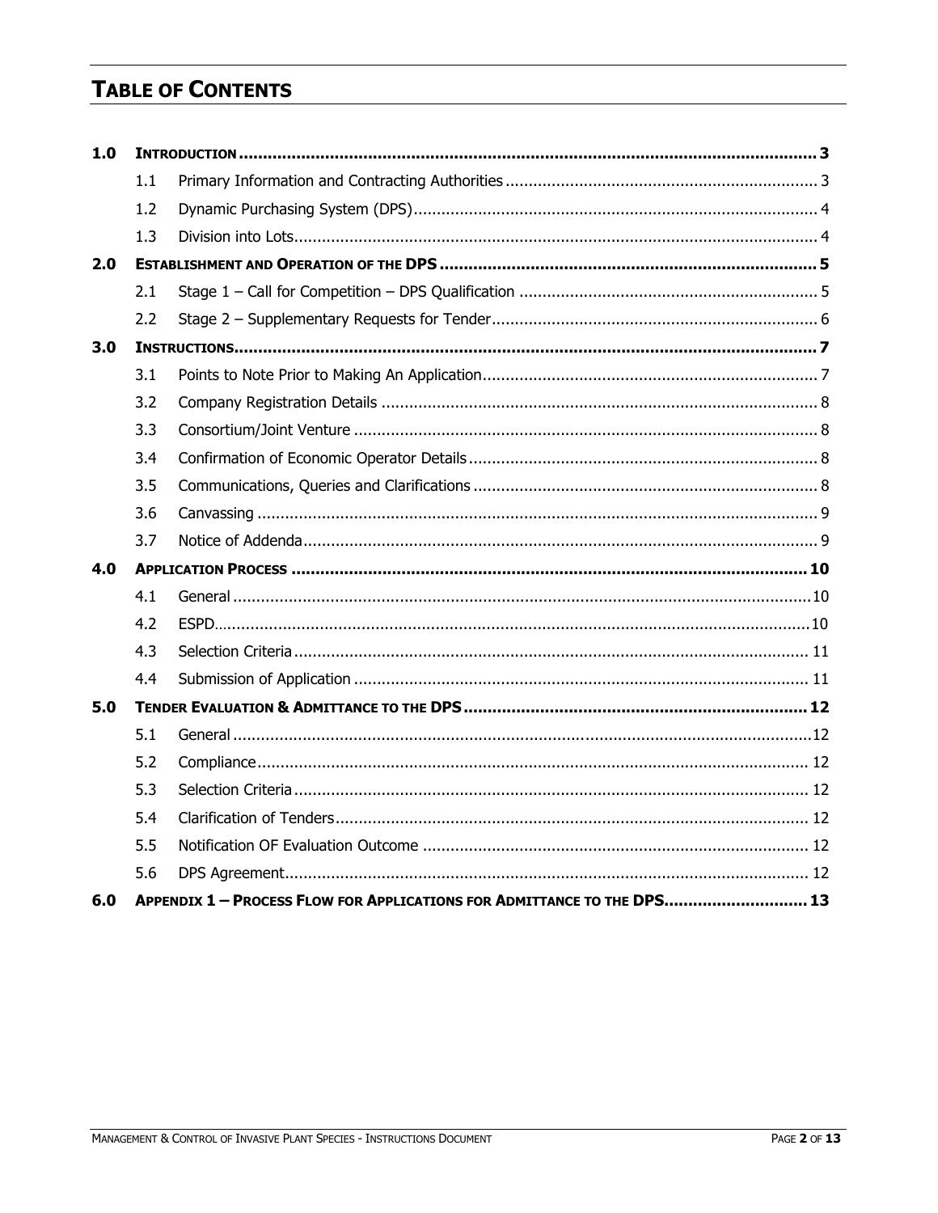# TABLE OF CONTENTS

| | | | |
|---|---|---|---|
| **1.0** | **INTRODUCTION** | | **3** |
| | 1.1 | Primary Information and Contracting Authorities | 3 |
| | 1.2 | Dynamic Purchasing System (DPS) | 4 |
| | 1.3 | Division into Lots | 4 |
| **2.0** | **ESTABLISHMENT AND OPERATION OF THE DPS** | | **5** |
| | 2.1 | Stage 1 – Call for Competition – DPS Qualification | 5 |
| | 2.2 | Stage 2 – Supplementary Requests for Tender | 6 |
| **3.0** | **INSTRUCTIONS** | | **7** |
| | 3.1 | Points to Note Prior to Making An Application | 7 |
| | 3.2 | Company Registration Details | 8 |
| | 3.3 | Consortium/Joint Venture | 8 |
| | 3.4 | Confirmation of Economic Operator Details | 8 |
| | 3.5 | Communications, Queries and Clarifications | 8 |
| | 3.6 | Canvassing | 9 |
| | 3.7 | Notice of Addenda | 9 |
| **4.0** | **APPLICATION PROCESS** | | **10** |
| | 4.1 | General | 10 |
| | 4.2 | ESPD | 10 |
| | 4.3 | Selection Criteria | 11 |
| | 4.4 | Submission of Application | 11 |
| **5.0** | **TENDER EVALUATION & ADMITTANCE TO THE DPS** | | **12** |
| | 5.1 | General | 12 |
| | 5.2 | Compliance | 12 |
| | 5.3 | Selection Criteria | 12 |
| | 5.4 | Clarification of Tenders | 12 |
| | 5.5 | Notification OF Evaluation Outcome | 12 |
| | 5.6 | DPS Agreement | 12 |
| **6.0** | **APPENDIX 1 – PROCESS FLOW FOR APPLICATIONS FOR ADMITTANCE TO THE DPS** | | **13** |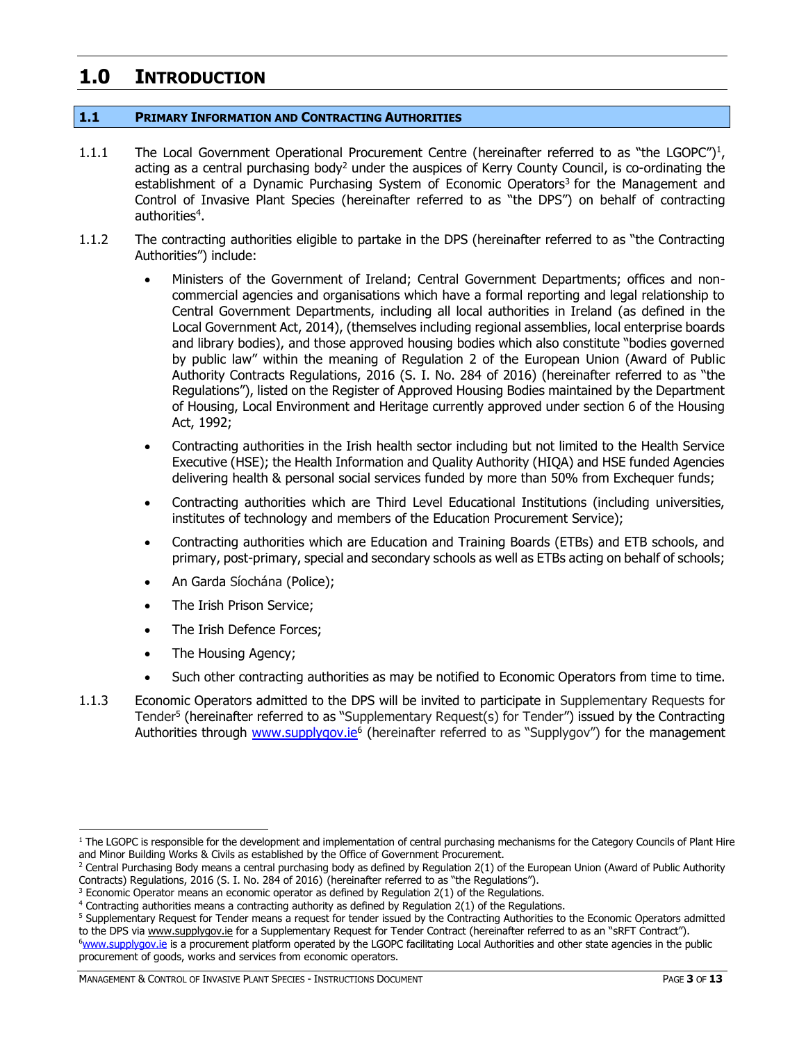# 1.0 INTRODUCTION

## 1.1 PRIMARY INFORMATION AND CONTRACTING AUTHORITIES

1.1.1 The Local Government Operational Procurement Centre (hereinafter referred to as "the LGOPC")[1], acting as a central purchasing body[2] under the auspices of Kerry County Council, is co-ordinating the establishment of a Dynamic Purchasing System of Economic Operators[3] for the Management and Control of Invasive Plant Species (hereinafter referred to as "the DPS") on behalf of contracting authorities[4].

1.1.2 The contracting authorities eligible to partake in the DPS (hereinafter referred to as "the Contracting Authorities") include:

- Ministers of the Government of Ireland; Central Government Departments; offices and non-commercial agencies and organisations which have a formal reporting and legal relationship to Central Government Departments, including all local authorities in Ireland (as defined in the Local Government Act, 2014), (themselves including regional assemblies, local enterprise boards and library bodies), and those approved housing bodies which also constitute "bodies governed by public law" within the meaning of Regulation 2 of the European Union (Award of Public Authority Contracts Regulations, 2016 (S. I. No. 284 of 2016) (hereinafter referred to as "the Regulations"), listed on the Register of Approved Housing Bodies maintained by the Department of Housing, Local Environment and Heritage currently approved under section 6 of the Housing Act, 1992;
- Contracting authorities in the Irish health sector including but not limited to the Health Service Executive (HSE); the Health Information and Quality Authority (HIQA) and HSE funded Agencies delivering health & personal social services funded by more than 50% from Exchequer funds;
- Contracting authorities which are Third Level Educational Institutions (including universities, institutes of technology and members of the Education Procurement Service);
- Contracting authorities which are Education and Training Boards (ETBs) and ETB schools, and primary, post-primary, special and secondary schools as well as ETBs acting on behalf of schools;
- An Garda Síochána (Police);
- The Irish Prison Service;
- The Irish Defence Forces;
- The Housing Agency;
- Such other contracting authorities as may be notified to Economic Operators from time to time.

1.1.3 Economic Operators admitted to the DPS will be invited to participate in Supplementary Requests for Tender[5] (hereinafter referred to as "Supplementary Request(s) for Tender") issued by the Contracting Authorities through www.supplygov.ie[6] (hereinafter referred to as "Supplygov") for the management

---

[1] The LGOPC is responsible for the development and implementation of central purchasing mechanisms for the Category Councils of Plant Hire and Minor Building Works & Civils as established by the Office of Government Procurement.

[2] Central Purchasing Body means a central purchasing body as defined by Regulation 2(1) of the European Union (Award of Public Authority Contracts) Regulations, 2016 (S.I. No. 284 of 2016) (hereinafter referred to as "the Regulations").

[3] Economic Operator means an economic operator as defined by Regulation 2(1) of the Regulations.

[4] Contracting authorities means a contracting authority as defined by Regulation 2(1) of the Regulations.

[5] Supplementary Request for Tender means a request for tender issued by the Contracting Authorities to the Economic Operators admitted to the DPS via www.supplygov.ie for a Supplementary Request for Tender Contract (hereinafter referred to as an "sRFT Contract").

[6] www.supplygov.ie is a procurement platform operated by the LGOPC facilitating Local Authorities and other state agencies in the public procurement of goods, works and services from economic operators.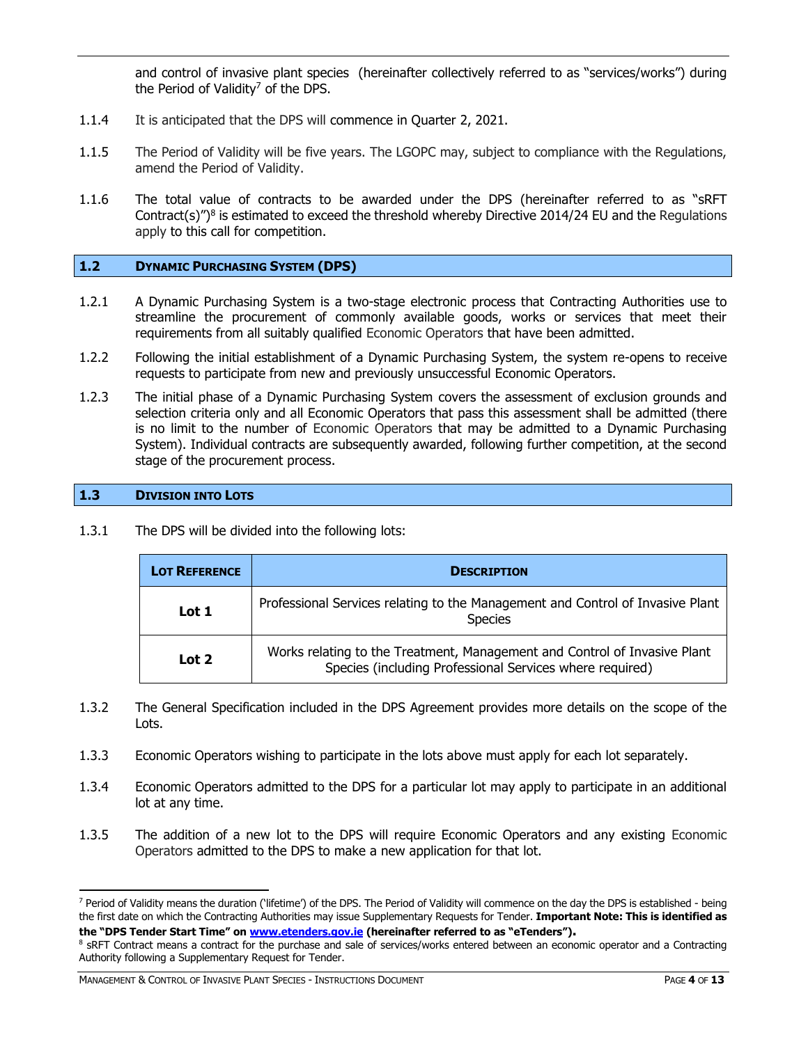and control of invasive plant species (hereinafter collectively referred to as "services/works") during the Period of Validity[7] of the DPS.

1.1.4 It is anticipated that the DPS will commence in Quarter 2, 2021.

1.1.5 The Period of Validity will be five years. The LGOPC may, subject to compliance with the Regulations, amend the Period of Validity.

1.1.6 The total value of contracts to be awarded under the DPS (hereinafter referred to as "sRFT Contract(s)")[8] is estimated to exceed the threshold whereby Directive 2014/24 EU and the Regulations apply to this call for competition.

## 1.2 Dynamic Purchasing System (DPS)

1.2.1 A Dynamic Purchasing System is a two-stage electronic process that Contracting Authorities use to streamline the procurement of commonly available goods, works or services that meet their requirements from all suitably qualified Economic Operators that have been admitted.

1.2.2 Following the initial establishment of a Dynamic Purchasing System, the system re-opens to receive requests to participate from new and previously unsuccessful Economic Operators.

1.2.3 The initial phase of a Dynamic Purchasing System covers the assessment of exclusion grounds and selection criteria only and all Economic Operators that pass this assessment shall be admitted (there is no limit to the number of Economic Operators that may be admitted to a Dynamic Purchasing System). Individual contracts are subsequently awarded, following further competition, at the second stage of the procurement process.

## 1.3 Division into Lots

1.3.1 The DPS will be divided into the following lots:

| Lot Reference | Description |
|---|---|
| **Lot 1** | Professional Services relating to the Management and Control of Invasive Plant Species |
| **Lot 2** | Works relating to the Treatment, Management and Control of Invasive Plant Species (including Professional Services where required) |

1.3.2 The General Specification included in the DPS Agreement provides more details on the scope of the Lots.

1.3.3 Economic Operators wishing to participate in the lots above must apply for each lot separately.

1.3.4 Economic Operators admitted to the DPS for a particular lot may apply to participate in an additional lot at any time.

1.3.5 The addition of a new lot to the DPS will require Economic Operators and any existing Economic Operators admitted to the DPS to make a new application for that lot.

---

[7] Period of Validity means the duration ('lifetime') of the DPS. The Period of Validity will commence on the day the DPS is established - being the first date on which the Contracting Authorities may issue Supplementary Requests for Tender. **Important Note: This is identified as the "DPS Tender Start Time" on [www.etenders.gov.ie](http://www.etenders.gov.ie) (hereinafter referred to as "eTenders").**

[8] sRFT Contract means a contract for the purchase and sale of services/works entered between an economic operator and a Contracting Authority following a Supplementary Request for Tender.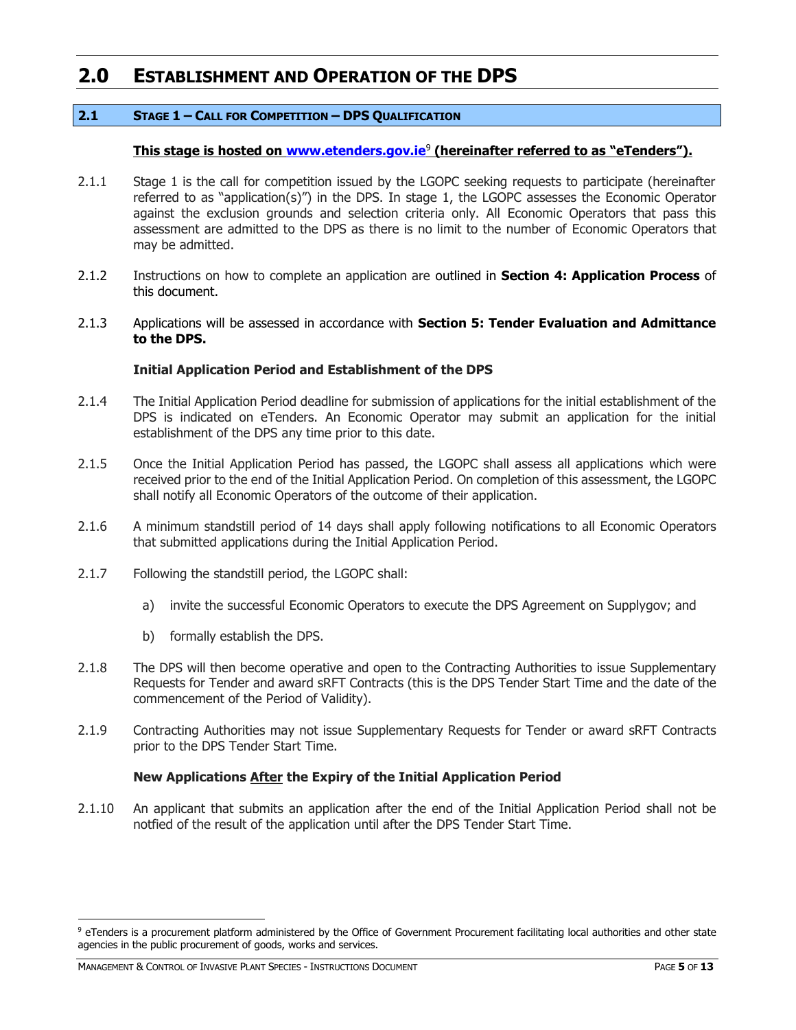# 2.0 ESTABLISHMENT AND OPERATION OF THE DPS

## 2.1 STAGE 1 – CALL FOR COMPETITION – DPS QUALIFICATION

**This stage is hosted on www.etenders.gov.ie[9] (hereinafter referred to as "eTenders").**

2.1.1 Stage 1 is the call for competition issued by the LGOPC seeking requests to participate (hereinafter referred to as "application(s)") in the DPS. In stage 1, the LGOPC assesses the Economic Operator against the exclusion grounds and selection criteria only. All Economic Operators that pass this assessment are admitted to the DPS as there is no limit to the number of Economic Operators that may be admitted.

2.1.2 Instructions on how to complete an application are outlined in **Section 4: Application Process** of this document.

2.1.3 Applications will be assessed in accordance with **Section 5: Tender Evaluation and Admittance to the DPS.**

**Initial Application Period and Establishment of the DPS**

2.1.4 The Initial Application Period deadline for submission of applications for the initial establishment of the DPS is indicated on eTenders. An Economic Operator may submit an application for the initial establishment of the DPS any time prior to this date.

2.1.5 Once the Initial Application Period has passed, the LGOPC shall assess all applications which were received prior to the end of the Initial Application Period. On completion of this assessment, the LGOPC shall notify all Economic Operators of the outcome of their application.

2.1.6 A minimum standstill period of 14 days shall apply following notifications to all Economic Operators that submitted applications during the Initial Application Period.

2.1.7 Following the standstill period, the LGOPC shall:

a) invite the successful Economic Operators to execute the DPS Agreement on Supplygov; and

b) formally establish the DPS.

2.1.8 The DPS will then become operative and open to the Contracting Authorities to issue Supplementary Requests for Tender and award sRFT Contracts (this is the DPS Tender Start Time and the date of the commencement of the Period of Validity).

2.1.9 Contracting Authorities may not issue Supplementary Requests for Tender or award sRFT Contracts prior to the DPS Tender Start Time.

**New Applications After the Expiry of the Initial Application Period**

2.1.10 An applicant that submits an application after the end of the Initial Application Period shall not be notfied of the result of the application until after the DPS Tender Start Time.

[9] eTenders is a procurement platform administered by the Office of Government Procurement facilitating local authorities and other state agencies in the public procurement of goods, works and services.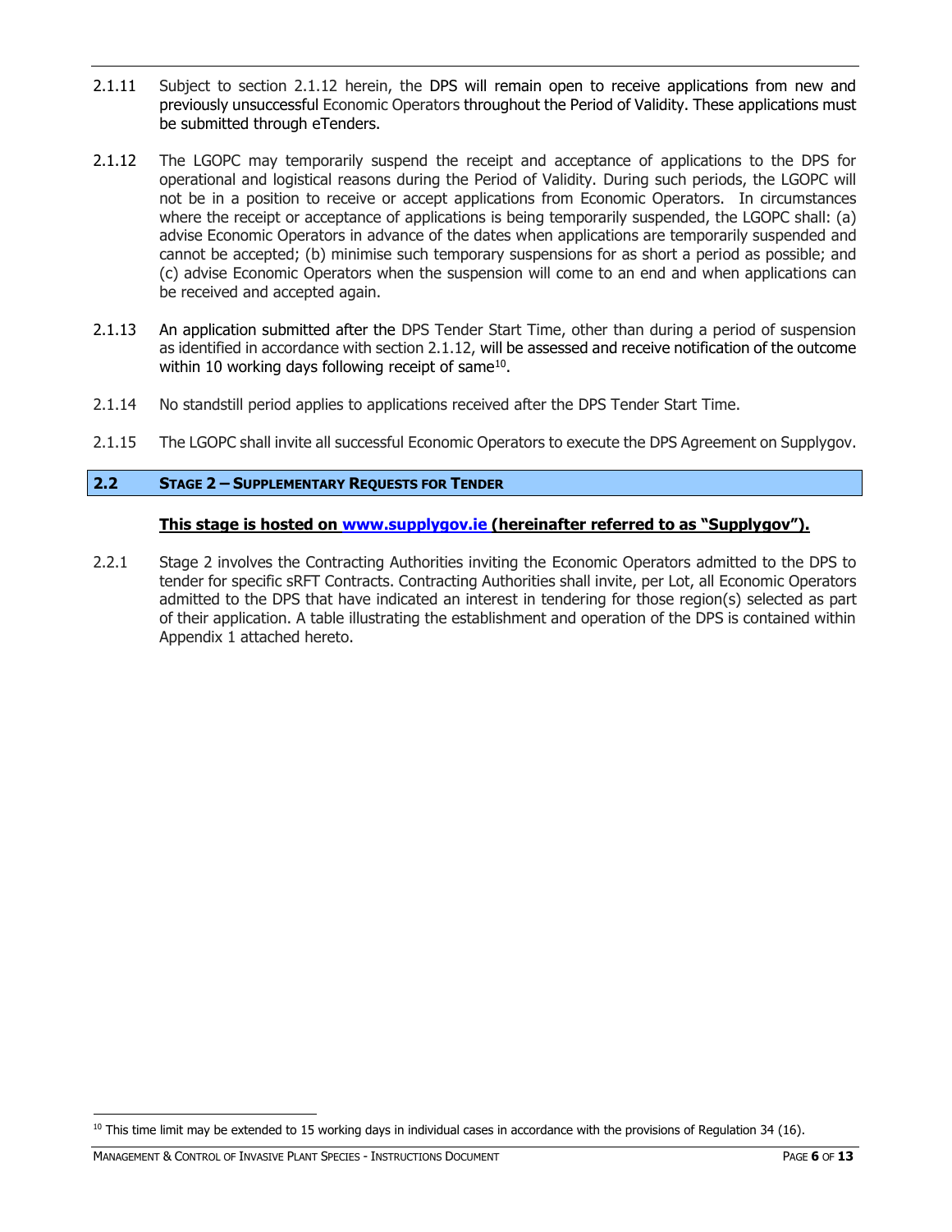2.1.11 Subject to section 2.1.12 herein, the DPS will remain open to receive applications from new and previously unsuccessful Economic Operators throughout the Period of Validity. These applications must be submitted through eTenders.

2.1.12 The LGOPC may temporarily suspend the receipt and acceptance of applications to the DPS for operational and logistical reasons during the Period of Validity. During such periods, the LGOPC will not be in a position to receive or accept applications from Economic Operators. In circumstances where the receipt or acceptance of applications is being temporarily suspended, the LGOPC shall: (a) advise Economic Operators in advance of the dates when applications are temporarily suspended and cannot be accepted; (b) minimise such temporary suspensions for as short a period as possible; and (c) advise Economic Operators when the suspension will come to an end and when applications can be received and accepted again.

2.1.13 An application submitted after the DPS Tender Start Time, other than during a period of suspension as identified in accordance with section 2.1.12, will be assessed and receive notification of the outcome within 10 working days following receipt of same[10].

2.1.14 No standstill period applies to applications received after the DPS Tender Start Time.

2.1.15 The LGOPC shall invite all successful Economic Operators to execute the DPS Agreement on Supplygov.

## 2.2 STAGE 2 – SUPPLEMENTARY REQUESTS FOR TENDER

**This stage is hosted on www.supplygov.ie (hereinafter referred to as "Supplygov").**

2.2.1 Stage 2 involves the Contracting Authorities inviting the Economic Operators admitted to the DPS to tender for specific sRFT Contracts. Contracting Authorities shall invite, per Lot, all Economic Operators admitted to the DPS that have indicated an interest in tendering for those region(s) selected as part of their application. A table illustrating the establishment and operation of the DPS is contained within Appendix 1 attached hereto.

[10] This time limit may be extended to 15 working days in individual cases in accordance with the provisions of Regulation 34 (16).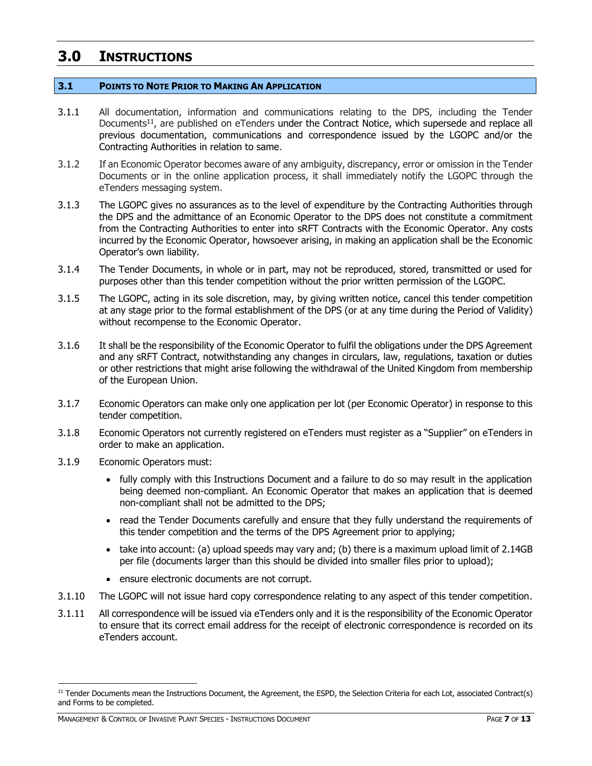# 3.0 INSTRUCTIONS

## 3.1 POINTS TO NOTE PRIOR TO MAKING AN APPLICATION

3.1.1 All documentation, information and communications relating to the DPS, including the Tender Documents[11], are published on eTenders under the Contract Notice, which supersede and replace all previous documentation, communications and correspondence issued by the LGOPC and/or the Contracting Authorities in relation to same.

3.1.2 If an Economic Operator becomes aware of any ambiguity, discrepancy, error or omission in the Tender Documents or in the online application process, it shall immediately notify the LGOPC through the eTenders messaging system.

3.1.3 The LGOPC gives no assurances as to the level of expenditure by the Contracting Authorities through the DPS and the admittance of an Economic Operator to the DPS does not constitute a commitment from the Contracting Authorities to enter into sRFT Contracts with the Economic Operator. Any costs incurred by the Economic Operator, howsoever arising, in making an application shall be the Economic Operator's own liability.

3.1.4 The Tender Documents, in whole or in part, may not be reproduced, stored, transmitted or used for purposes other than this tender competition without the prior written permission of the LGOPC.

3.1.5 The LGOPC, acting in its sole discretion, may, by giving written notice, cancel this tender competition at any stage prior to the formal establishment of the DPS (or at any time during the Period of Validity) without recompense to the Economic Operator.

3.1.6 It shall be the responsibility of the Economic Operator to fulfil the obligations under the DPS Agreement and any sRFT Contract, notwithstanding any changes in circulars, law, regulations, taxation or duties or other restrictions that might arise following the withdrawal of the United Kingdom from membership of the European Union.

3.1.7 Economic Operators can make only one application per lot (per Economic Operator) in response to this tender competition.

3.1.8 Economic Operators not currently registered on eTenders must register as a "Supplier" on eTenders in order to make an application.

3.1.9 Economic Operators must:

- fully comply with this Instructions Document and a failure to do so may result in the application being deemed non-compliant. An Economic Operator that makes an application that is deemed non-compliant shall not be admitted to the DPS;
- read the Tender Documents carefully and ensure that they fully understand the requirements of this tender competition and the terms of the DPS Agreement prior to applying;
- take into account: (a) upload speeds may vary and; (b) there is a maximum upload limit of 2.14GB per file (documents larger than this should be divided into smaller files prior to upload);
- ensure electronic documents are not corrupt.

3.1.10 The LGOPC will not issue hard copy correspondence relating to any aspect of this tender competition.

3.1.11 All correspondence will be issued via eTenders only and it is the responsibility of the Economic Operator to ensure that its correct email address for the receipt of electronic correspondence is recorded on its eTenders account.

---

[11] Tender Documents mean the Instructions Document, the Agreement, the ESPD, the Selection Criteria for each Lot, associated Contract(s) and Forms to be completed.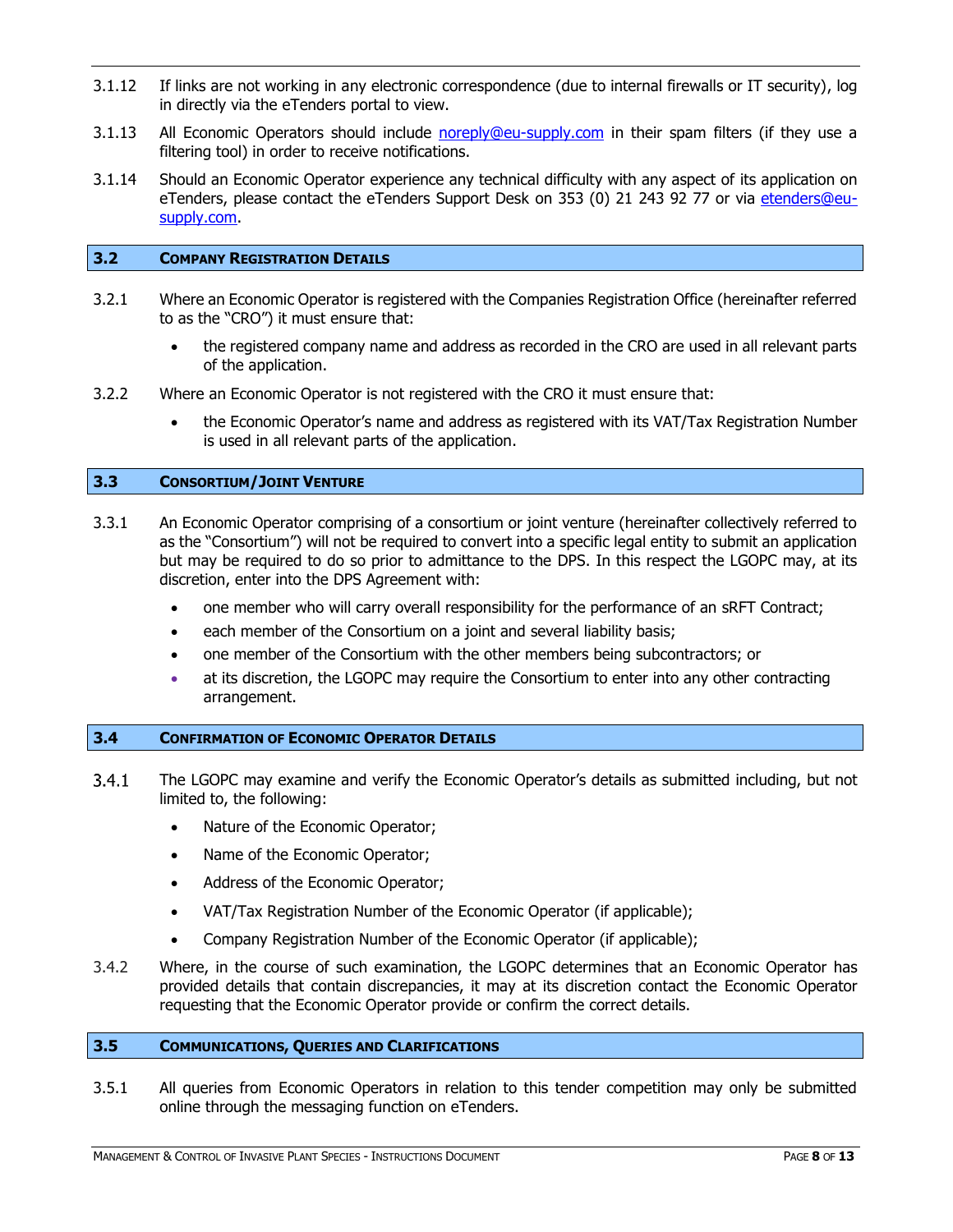3.1.12 If links are not working in any electronic correspondence (due to internal firewalls or IT security), log in directly via the eTenders portal to view.

3.1.13 All Economic Operators should include noreply@eu-supply.com in their spam filters (if they use a filtering tool) in order to receive notifications.

3.1.14 Should an Economic Operator experience any technical difficulty with any aspect of its application on eTenders, please contact the eTenders Support Desk on 353 (0) 21 243 92 77 or via etenders@eu-supply.com.

## 3.2 COMPANY REGISTRATION DETAILS

3.2.1 Where an Economic Operator is registered with the Companies Registration Office (hereinafter referred to as the "CRO") it must ensure that:

- the registered company name and address as recorded in the CRO are used in all relevant parts of the application.

3.2.2 Where an Economic Operator is not registered with the CRO it must ensure that:

- the Economic Operator's name and address as registered with its VAT/Tax Registration Number is used in all relevant parts of the application.

## 3.3 CONSORTIUM/JOINT VENTURE

3.3.1 An Economic Operator comprising of a consortium or joint venture (hereinafter collectively referred to as the "Consortium") will not be required to convert into a specific legal entity to submit an application but may be required to do so prior to admittance to the DPS. In this respect the LGOPC may, at its discretion, enter into the DPS Agreement with:

- one member who will carry overall responsibility for the performance of an sRFT Contract;
- each member of the Consortium on a joint and several liability basis;
- one member of the Consortium with the other members being subcontractors; or
- at its discretion, the LGOPC may require the Consortium to enter into any other contracting arrangement.

## 3.4 CONFIRMATION OF ECONOMIC OPERATOR DETAILS

3.4.1 The LGOPC may examine and verify the Economic Operator's details as submitted including, but not limited to, the following:

- Nature of the Economic Operator;
- Name of the Economic Operator;
- Address of the Economic Operator;
- VAT/Tax Registration Number of the Economic Operator (if applicable);
- Company Registration Number of the Economic Operator (if applicable);

3.4.2 Where, in the course of such examination, the LGOPC determines that an Economic Operator has provided details that contain discrepancies, it may at its discretion contact the Economic Operator requesting that the Economic Operator provide or confirm the correct details.

## 3.5 COMMUNICATIONS, QUERIES AND CLARIFICATIONS

3.5.1 All queries from Economic Operators in relation to this tender competition may only be submitted online through the messaging function on eTenders.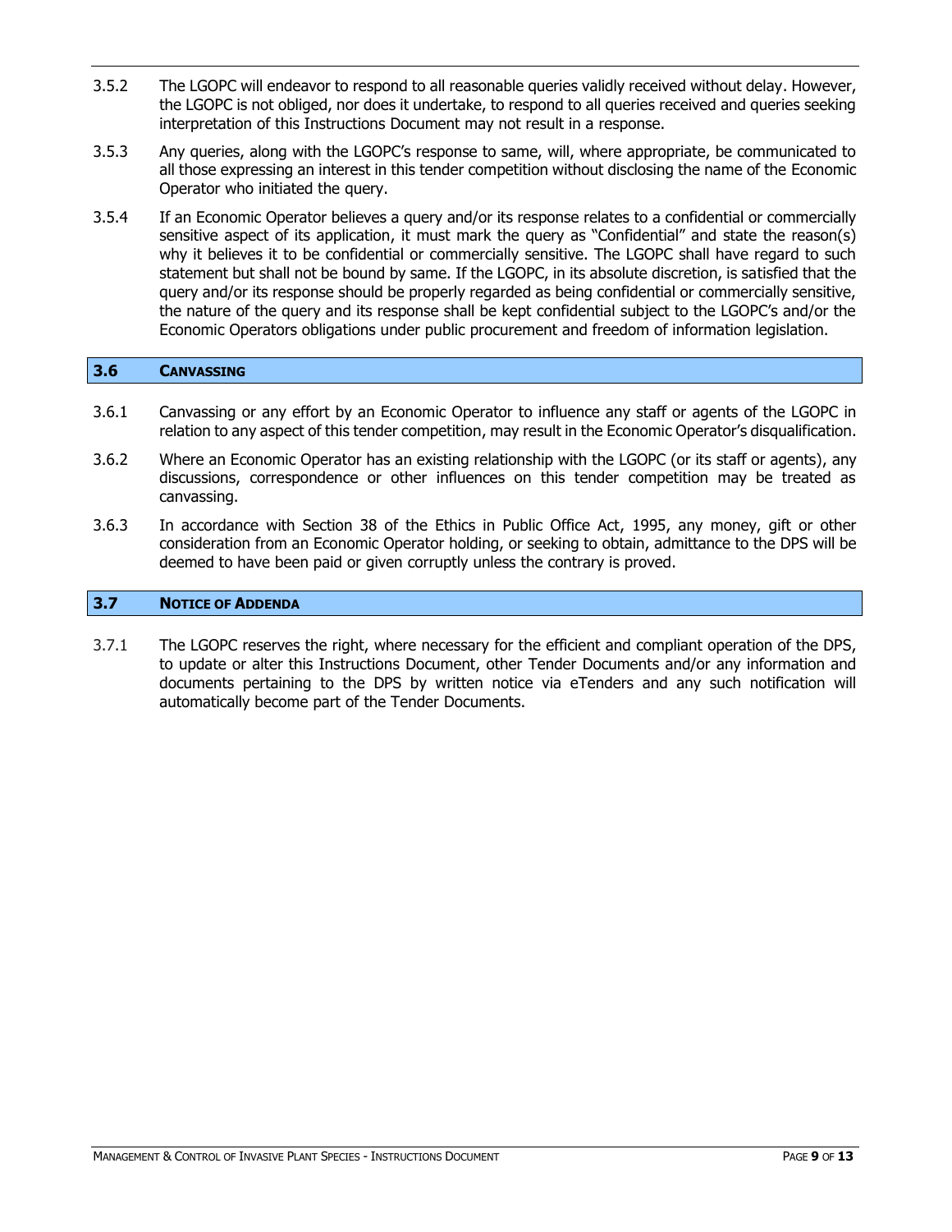3.5.2 The LGOPC will endeavor to respond to all reasonable queries validly received without delay. However, the LGOPC is not obliged, nor does it undertake, to respond to all queries received and queries seeking interpretation of this Instructions Document may not result in a response.

3.5.3 Any queries, along with the LGOPC's response to same, will, where appropriate, be communicated to all those expressing an interest in this tender competition without disclosing the name of the Economic Operator who initiated the query.

3.5.4 If an Economic Operator believes a query and/or its response relates to a confidential or commercially sensitive aspect of its application, it must mark the query as "Confidential" and state the reason(s) why it believes it to be confidential or commercially sensitive. The LGOPC shall have regard to such statement but shall not be bound by same. If the LGOPC, in its absolute discretion, is satisfied that the query and/or its response should be properly regarded as being confidential or commercially sensitive, the nature of the query and its response shall be kept confidential subject to the LGOPC's and/or the Economic Operators obligations under public procurement and freedom of information legislation.

## 3.6 CANVASSING

3.6.1 Canvassing or any effort by an Economic Operator to influence any staff or agents of the LGOPC in relation to any aspect of this tender competition, may result in the Economic Operator's disqualification.

3.6.2 Where an Economic Operator has an existing relationship with the LGOPC (or its staff or agents), any discussions, correspondence or other influences on this tender competition may be treated as canvassing.

3.6.3 In accordance with Section 38 of the Ethics in Public Office Act, 1995, any money, gift or other consideration from an Economic Operator holding, or seeking to obtain, admittance to the DPS will be deemed to have been paid or given corruptly unless the contrary is proved.

## 3.7 NOTICE OF ADDENDA

3.7.1 The LGOPC reserves the right, where necessary for the efficient and compliant operation of the DPS, to update or alter this Instructions Document, other Tender Documents and/or any information and documents pertaining to the DPS by written notice via eTenders and any such notification will automatically become part of the Tender Documents.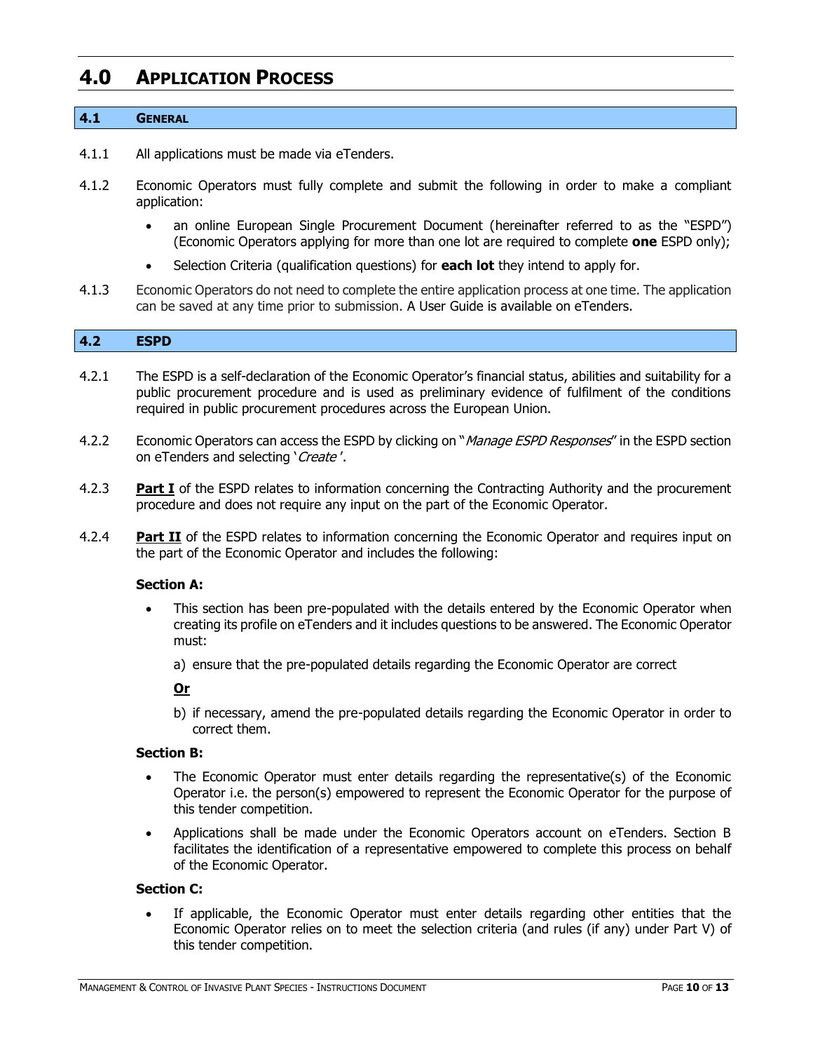# 4.0 APPLICATION PROCESS

## 4.1 GENERAL

4.1.1 All applications must be made via eTenders.

4.1.2 Economic Operators must fully complete and submit the following in order to make a compliant application:

- an online European Single Procurement Document (hereinafter referred to as the "ESPD") (Economic Operators applying for more than one lot are required to complete **one** ESPD only);
- Selection Criteria (qualification questions) for **each lot** they intend to apply for.

4.1.3 Economic Operators do not need to complete the entire application process at one time. The application can be saved at any time prior to submission. A User Guide is available on eTenders.

## 4.2 ESPD

4.2.1 The ESPD is a self-declaration of the Economic Operator's financial status, abilities and suitability for a public procurement procedure and is used as preliminary evidence of fulfilment of the conditions required in public procurement procedures across the European Union.

4.2.2 Economic Operators can access the ESPD by clicking on "*Manage ESPD Responses*" in the ESPD section on eTenders and selecting '*Create*'.

4.2.3 **Part I** of the ESPD relates to information concerning the Contracting Authority and the procurement procedure and does not require any input on the part of the Economic Operator.

4.2.4 **Part II** of the ESPD relates to information concerning the Economic Operator and requires input on the part of the Economic Operator and includes the following:

**Section A:**

- This section has been pre-populated with the details entered by the Economic Operator when creating its profile on eTenders and it includes questions to be answered. The Economic Operator must:

  a) ensure that the pre-populated details regarding the Economic Operator are correct

  **Or**

  b) if necessary, amend the pre-populated details regarding the Economic Operator in order to correct them.

**Section B:**

- The Economic Operator must enter details regarding the representative(s) of the Economic Operator i.e. the person(s) empowered to represent the Economic Operator for the purpose of this tender competition.
- Applications shall be made under the Economic Operators account on eTenders. Section B facilitates the identification of a representative empowered to complete this process on behalf of the Economic Operator.

**Section C:**

- If applicable, the Economic Operator must enter details regarding other entities that the Economic Operator relies on to meet the selection criteria (and rules (if any) under Part V) of this tender competition.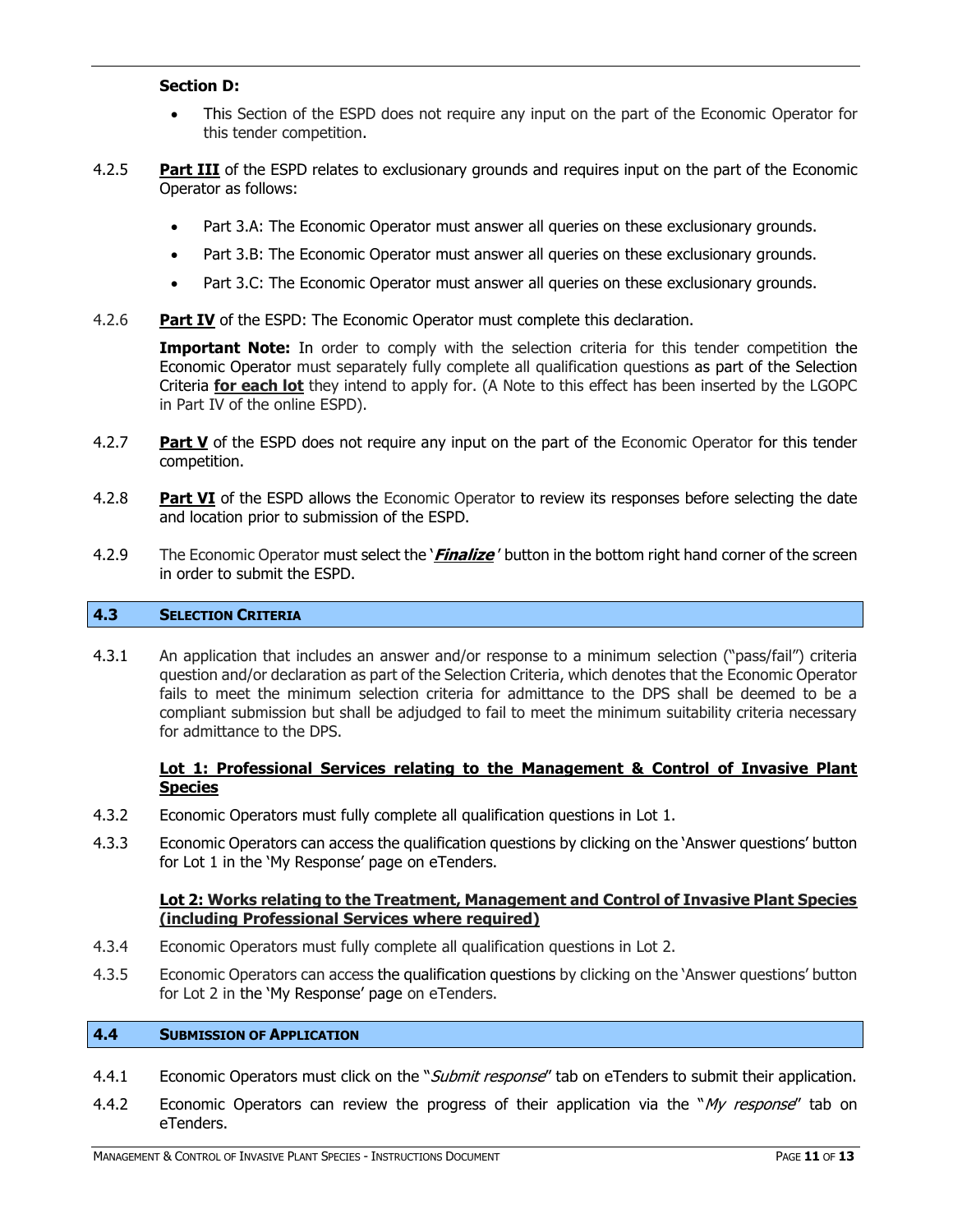**Section D:**

- This Section of the ESPD does not require any input on the part of the Economic Operator for this tender competition.

4.2.5 **Part III** of the ESPD relates to exclusionary grounds and requires input on the part of the Economic Operator as follows:

- Part 3.A: The Economic Operator must answer all queries on these exclusionary grounds.
- Part 3.B: The Economic Operator must answer all queries on these exclusionary grounds.
- Part 3.C: The Economic Operator must answer all queries on these exclusionary grounds.

4.2.6 **Part IV** of the ESPD: The Economic Operator must complete this declaration.

**Important Note:** In order to comply with the selection criteria for this tender competition the Economic Operator must separately fully complete all qualification questions as part of the Selection Criteria **for each lot** they intend to apply for. (A Note to this effect has been inserted by the LGOPC in Part IV of the online ESPD).

4.2.7 **Part V** of the ESPD does not require any input on the part of the Economic Operator for this tender competition.

4.2.8 **Part VI** of the ESPD allows the Economic Operator to review its responses before selecting the date and location prior to submission of the ESPD.

4.2.9 The Economic Operator must select the '***Finalize***' button in the bottom right hand corner of the screen in order to submit the ESPD.

## 4.3 SELECTION CRITERIA

4.3.1 An application that includes an answer and/or response to a minimum selection ("pass/fail") criteria question and/or declaration as part of the Selection Criteria, which denotes that the Economic Operator fails to meet the minimum selection criteria for admittance to the DPS shall be deemed to be a compliant submission but shall be adjudged to fail to meet the minimum suitability criteria necessary for admittance to the DPS.

**Lot 1: Professional Services relating to the Management & Control of Invasive Plant Species**

4.3.2 Economic Operators must fully complete all qualification questions in Lot 1.

4.3.3 Economic Operators can access the qualification questions by clicking on the 'Answer questions' button for Lot 1 in the 'My Response' page on eTenders.

**Lot 2: Works relating to the Treatment, Management and Control of Invasive Plant Species (including Professional Services where required)**

4.3.4 Economic Operators must fully complete all qualification questions in Lot 2.

4.3.5 Economic Operators can access the qualification questions by clicking on the 'Answer questions' button for Lot 2 in the 'My Response' page on eTenders.

## 4.4 SUBMISSION OF APPLICATION

4.4.1 Economic Operators must click on the "*Submit response*" tab on eTenders to submit their application.

4.4.2 Economic Operators can review the progress of their application via the "*My response*" tab on eTenders.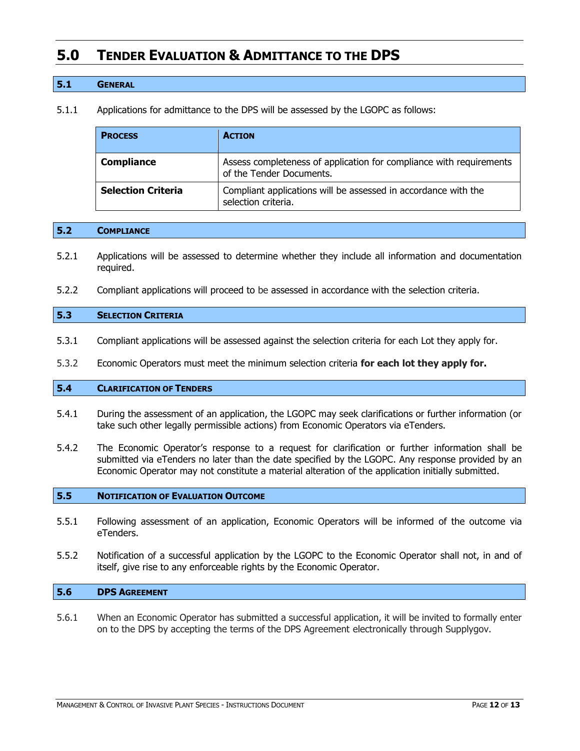# 5.0 Tender Evaluation & Admittance to the DPS

## 5.1 General

5.1.1 Applications for admittance to the DPS will be assessed by the LGOPC as follows:

| Process | Action |
|---|---|
| **Compliance** | Assess completeness of application for compliance with requirements of the Tender Documents. |
| **Selection Criteria** | Compliant applications will be assessed in accordance with the selection criteria. |

## 5.2 Compliance

5.2.1 Applications will be assessed to determine whether they include all information and documentation required.

5.2.2 Compliant applications will proceed to be assessed in accordance with the selection criteria.

## 5.3 Selection Criteria

5.3.1 Compliant applications will be assessed against the selection criteria for each Lot they apply for.

5.3.2 Economic Operators must meet the minimum selection criteria **for each lot they apply for.**

## 5.4 Clarification of Tenders

5.4.1 During the assessment of an application, the LGOPC may seek clarifications or further information (or take such other legally permissible actions) from Economic Operators via eTenders.

5.4.2 The Economic Operator's response to a request for clarification or further information shall be submitted via eTenders no later than the date specified by the LGOPC. Any response provided by an Economic Operator may not constitute a material alteration of the application initially submitted.

## 5.5 Notification of Evaluation Outcome

5.5.1 Following assessment of an application, Economic Operators will be informed of the outcome via eTenders.

5.5.2 Notification of a successful application by the LGOPC to the Economic Operator shall not, in and of itself, give rise to any enforceable rights by the Economic Operator.

## 5.6 DPS Agreement

5.6.1 When an Economic Operator has submitted a successful application, it will be invited to formally enter on to the DPS by accepting the terms of the DPS Agreement electronically through Supplygov.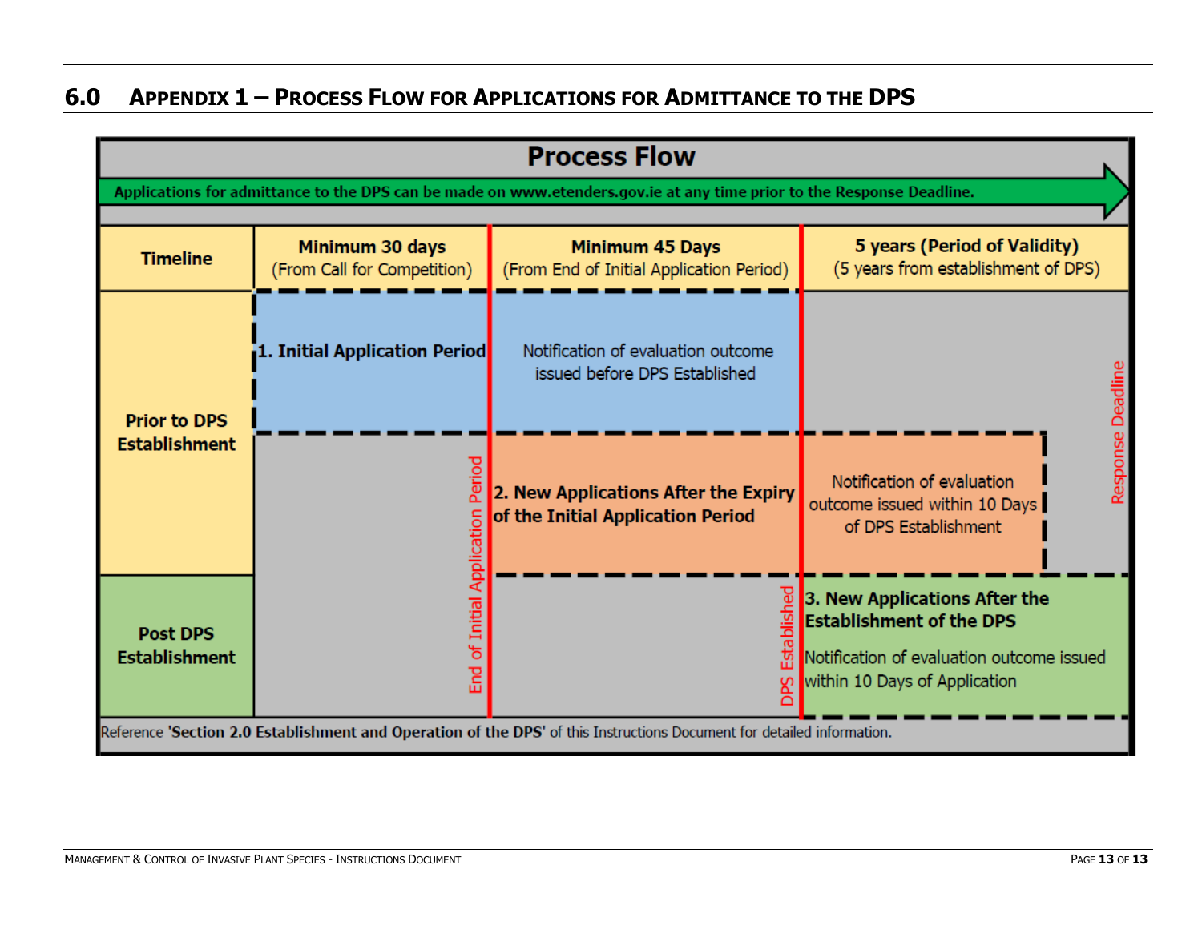# 6.0 APPENDIX 1 – PROCESS FLOW FOR APPLICATIONS FOR ADMITTANCE TO THE DPS

**Process Flow**

**Applications for admittance to the DPS can be made on www.etenders.gov.ie at any time prior to the Response Deadline.**

| **Timeline** | **Minimum 30 days** (From Call for Competition) | **Minimum 45 Days** (From End of Initial Application Period) | **5 years (Period of Validity)** (5 years from establishment of DPS) |
|---|---|---|---|
| **Prior to DPS Establishment** | **1. Initial Application Period** | Notification of evaluation outcome issued before DPS Established | |
| | | **2. New Applications After the Expiry of the Initial Application Period** | Notification of evaluation outcome issued within 10 Days of DPS Establishment |
| **Post DPS Establishment** | | | **3. New Applications After the Establishment of the DPS** Notification of evaluation outcome issued within 10 Days of Application |

End of Initial Application Period

DPS Established

Response Deadline

Reference **'Section 2.0 Establishment and Operation of the DPS'** of this Instructions Document for detailed information.